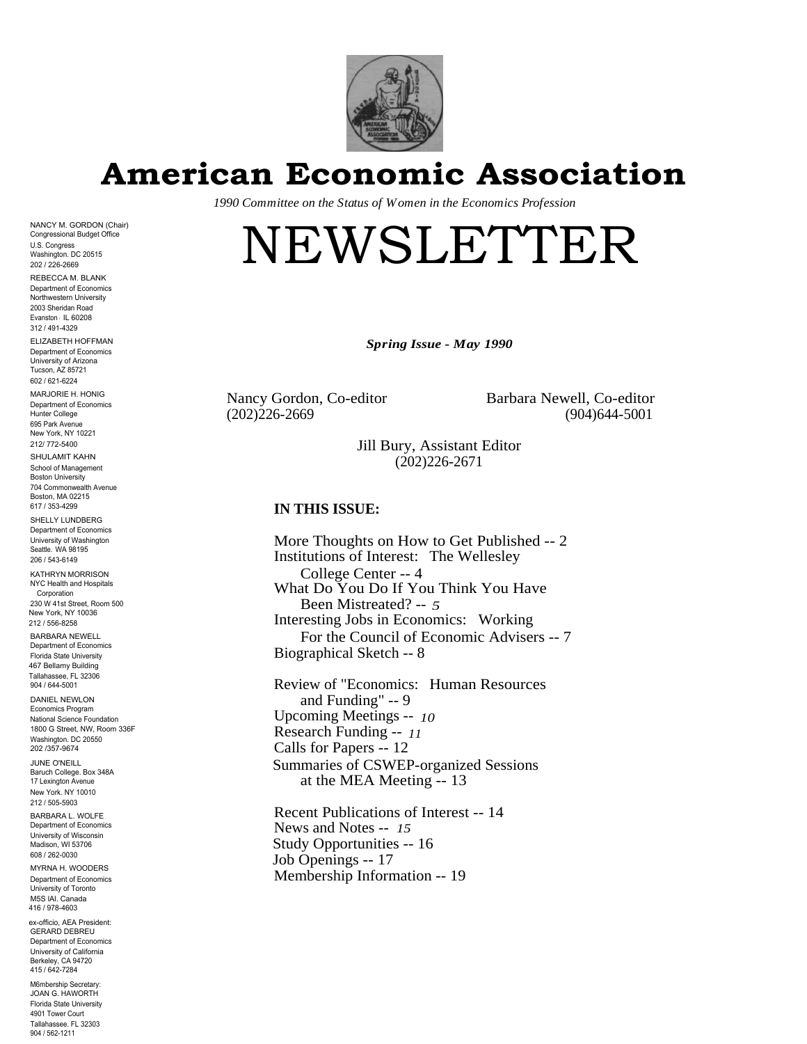# American Economic Association

*1990 Committee on the Status of Women in the Economics Profession*

# NEWSLETTER

***Spring Issue - May 1990***

Nancy Gordon, Co-editor
(202)226-2669

Barbara Newell, Co-editor
(904)644-5001

Jill Bury, Assistant Editor
(202)226-2671

**IN THIS ISSUE:**

More Thoughts on How to Get Published -- 2
Institutions of Interest: The Wellesley College Center -- 4
What Do You Do If You Think You Have Been Mistreated? -- 5
Interesting Jobs in Economics: Working For the Council of Economic Advisers -- 7
Biographical Sketch -- 8

Review of "Economics: Human Resources and Funding" -- 9
Upcoming Meetings -- 10
Research Funding -- 11
Calls for Papers -- 12
Summaries of CSWEP-organized Sessions at the MEA Meeting -- 13

Recent Publications of Interest -- 14
News and Notes -- 15
Study Opportunities -- 16
Job Openings -- 17
Membership Information -- 19

---

NANCY M. GORDON (Chair)
Congressional Budget Office
U.S. Congress
Washington, DC 20515
202 / 226-2669

REBECCA M. BLANK
Department of Economics
Northwestern University
2003 Sheridan Road
Evanston, IL 60208
312 / 491-4329

ELIZABETH HOFFMAN
Department of Economics
University of Arizona
Tucson, AZ 85721
602 / 621-6224

MARJORIE H. HONIG
Department of Economics
Hunter College
695 Park Avenue
New York, NY 10221
212/ 772-5400

SHULAMIT KAHN
School of Management
Boston University
704 Commonwealth Avenue
Boston, MA 02215
617 / 353-4299

SHELLY LUNDBERG
Department of Economics
University of Washington
Seattle, WA 98195
206 / 543-6149

KATHRYN MORRISON
NYC Health and Hospitals Corporation
230 W 41st Street, Room 500
New York, NY 10036
212 / 556-8258

BARBARA NEWELL
Department of Economics
Florida State University
467 Bellamy Building
Tallahassee, FL 32306
904 / 644-5001

DANIEL NEWLON
Economics Program
National Science Foundation
1800 G Street, NW, Room 336F
Washington, DC 20550
202 /357-9674

JUNE O'NEILL
Baruch College, Box 348A
17 Lexington Avenue
New York, NY 10010
212 / 505-5903

BARBARA L. WOLFE
Department of Economics
University of Wisconsin
Madison, WI 53706
608 / 262-0030

MYRNA H. WOODERS
Department of Economics
University of Toronto
M5S IAI, Canada
416 / 978-4603

ex-officio, AEA President:
GERARD DEBREU
Department of Economics
University of California
Berkeley, CA 94720
415 / 642-7284

Membership Secretary:
JOAN G. HAWORTH
Florida State University
4901 Tower Court
Tallahassee, FL 32303
904 / 562-1211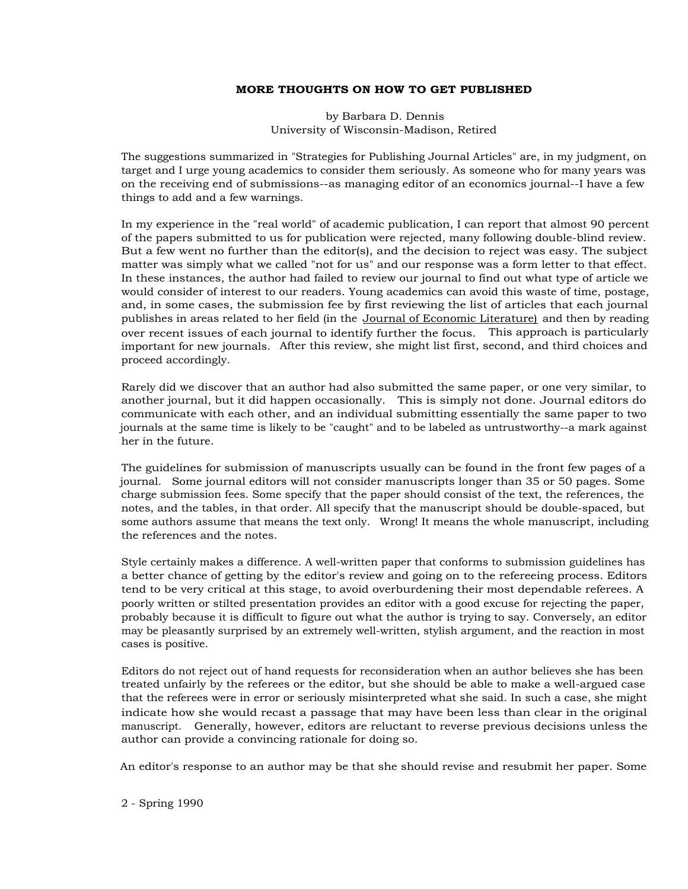## MORE THOUGHTS ON HOW TO GET PUBLISHED

by Barbara D. Dennis
University of Wisconsin-Madison, Retired

The suggestions summarized in "Strategies for Publishing Journal Articles" are, in my judgment, on target and I urge young academics to consider them seriously. As someone who for many years was on the receiving end of submissions--as managing editor of an economics journal--I have a few things to add and a few warnings.

In my experience in the "real world" of academic publication, I can report that almost 90 percent of the papers submitted to us for publication were rejected, many following double-blind review. But a few went no further than the editor(s), and the decision to reject was easy. The subject matter was simply what we called "not for us" and our response was a form letter to that effect. In these instances, the author had failed to review our journal to find out what type of article we would consider of interest to our readers. Young academics can avoid this waste of time, postage, and, in some cases, the submission fee by first reviewing the list of articles that each journal publishes in areas related to her field (in the Journal of Economic Literature) and then by reading over recent issues of each journal to identify further the focus. This approach is particularly important for new journals. After this review, she might list first, second, and third choices and proceed accordingly.

Rarely did we discover that an author had also submitted the same paper, or one very similar, to another journal, but it did happen occasionally. This is simply not done. Journal editors do communicate with each other, and an individual submitting essentially the same paper to two journals at the same time is likely to be "caught" and to be labeled as untrustworthy--a mark against her in the future.

The guidelines for submission of manuscripts usually can be found in the front few pages of a journal. Some journal editors will not consider manuscripts longer than 35 or 50 pages. Some charge submission fees. Some specify that the paper should consist of the text, the references, the notes, and the tables, in that order. All specify that the manuscript should be double-spaced, but some authors assume that means the text only. Wrong! It means the whole manuscript, including the references and the notes.

Style certainly makes a difference. A well-written paper that conforms to submission guidelines has a better chance of getting by the editor's review and going on to the refereeing process. Editors tend to be very critical at this stage, to avoid overburdening their most dependable referees. A poorly written or stilted presentation provides an editor with a good excuse for rejecting the paper, probably because it is difficult to figure out what the author is trying to say. Conversely, an editor may be pleasantly surprised by an extremely well-written, stylish argument, and the reaction in most cases is positive.

Editors do not reject out of hand requests for reconsideration when an author believes she has been treated unfairly by the referees or the editor, but she should be able to make a well-argued case that the referees were in error or seriously misinterpreted what she said. In such a case, she might indicate how she would recast a passage that may have been less than clear in the original manuscript. Generally, however, editors are reluctant to reverse previous decisions unless the author can provide a convincing rationale for doing so.

An editor's response to an author may be that she should revise and resubmit her paper. Some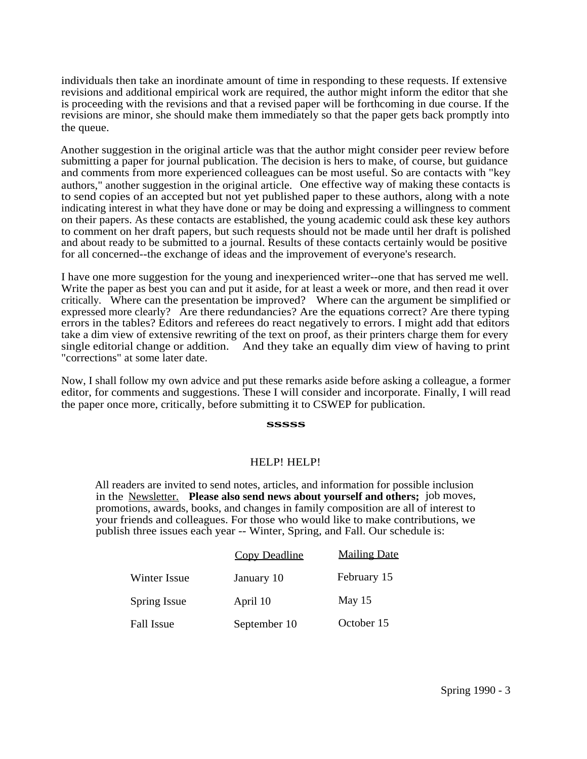individuals then take an inordinate amount of time in responding to these requests. If extensive revisions and additional empirical work are required, the author might inform the editor that she is proceeding with the revisions and that a revised paper will be forthcoming in due course. If the revisions are minor, she should make them immediately so that the paper gets back promptly into the queue.

Another suggestion in the original article was that the author might consider peer review before submitting a paper for journal publication. The decision is hers to make, of course, but guidance and comments from more experienced colleagues can be most useful. So are contacts with "key authors," another suggestion in the original article. One effective way of making these contacts is to send copies of an accepted but not yet published paper to these authors, along with a note indicating interest in what they have done or may be doing and expressing a willingness to comment on their papers. As these contacts are established, the young academic could ask these key authors to comment on her draft papers, but such requests should not be made until her draft is polished and about ready to be submitted to a journal. Results of these contacts certainly would be positive for all concerned--the exchange of ideas and the improvement of everyone's research.

I have one more suggestion for the young and inexperienced writer--one that has served me well. Write the paper as best you can and put it aside, for at least a week or more, and then read it over critically. Where can the presentation be improved? Where can the argument be simplified or expressed more clearly? Are there redundancies? Are the equations correct? Are there typing errors in the tables? Editors and referees do react negatively to errors. I might add that editors take a dim view of extensive rewriting of the text on proof, as their printers charge them for every single editorial change or addition. And they take an equally dim view of having to print "corrections" at some later date.

Now, I shall follow my own advice and put these remarks aside before asking a colleague, a former editor, for comments and suggestions. These I will consider and incorporate. Finally, I will read the paper once more, critically, before submitting it to CSWEP for publication.

sssss

## HELP! HELP!

All readers are invited to send notes, articles, and information for possible inclusion in the Newsletter. **Please also send news about yourself and others;** job moves, promotions, awards, books, and changes in family composition are all of interest to your friends and colleagues. For those who would like to make contributions, we publish three issues each year -- Winter, Spring, and Fall. Our schedule is:

| | Copy Deadline | Mailing Date |
|---|---|---|
| Winter Issue | January 10 | February 15 |
| Spring Issue | April 10 | May 15 |
| Fall Issue | September 10 | October 15 |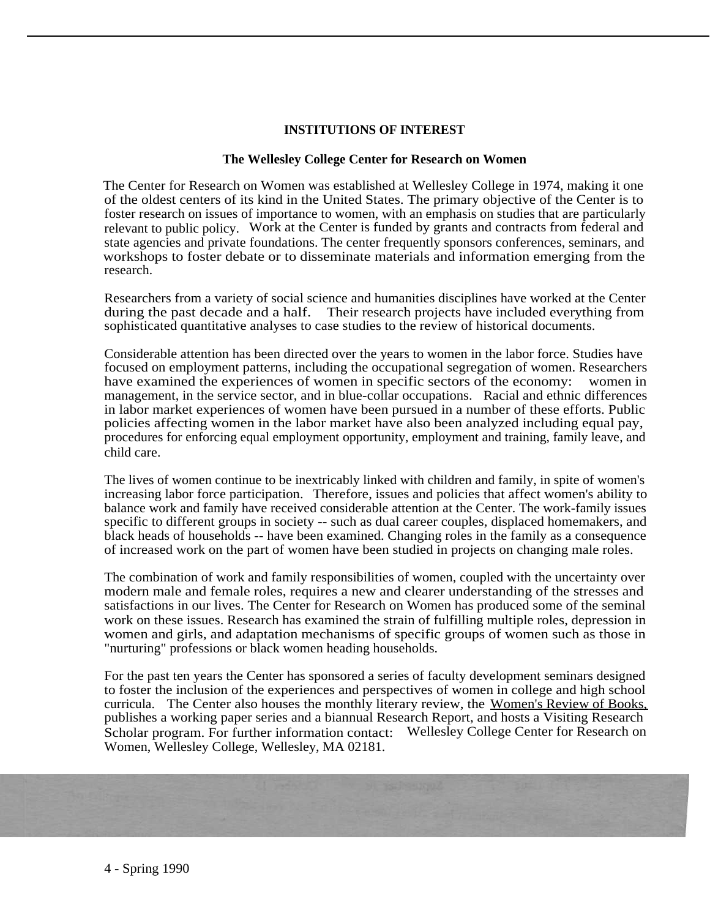## INSTITUTIONS OF INTEREST

### The Wellesley College Center for Research on Women

The Center for Research on Women was established at Wellesley College in 1974, making it one of the oldest centers of its kind in the United States. The primary objective of the Center is to foster research on issues of importance to women, with an emphasis on studies that are particularly relevant to public policy. Work at the Center is funded by grants and contracts from federal and state agencies and private foundations. The center frequently sponsors conferences, seminars, and workshops to foster debate or to disseminate materials and information emerging from the research.

Researchers from a variety of social science and humanities disciplines have worked at the Center during the past decade and a half. Their research projects have included everything from sophisticated quantitative analyses to case studies to the review of historical documents.

Considerable attention has been directed over the years to women in the labor force. Studies have focused on employment patterns, including the occupational segregation of women. Researchers have examined the experiences of women in specific sectors of the economy: women in management, in the service sector, and in blue-collar occupations. Racial and ethnic differences in labor market experiences of women have been pursued in a number of these efforts. Public policies affecting women in the labor market have also been analyzed including equal pay, procedures for enforcing equal employment opportunity, employment and training, family leave, and child care.

The lives of women continue to be inextricably linked with children and family, in spite of women's increasing labor force participation. Therefore, issues and policies that affect women's ability to balance work and family have received considerable attention at the Center. The work-family issues specific to different groups in society -- such as dual career couples, displaced homemakers, and black heads of households -- have been examined. Changing roles in the family as a consequence of increased work on the part of women have been studied in projects on changing male roles.

The combination of work and family responsibilities of women, coupled with the uncertainty over modern male and female roles, requires a new and clearer understanding of the stresses and satisfactions in our lives. The Center for Research on Women has produced some of the seminal work on these issues. Research has examined the strain of fulfilling multiple roles, depression in women and girls, and adaptation mechanisms of specific groups of women such as those in "nurturing" professions or black women heading households.

For the past ten years the Center has sponsored a series of faculty development seminars designed to foster the inclusion of the experiences and perspectives of women in college and high school curricula. The Center also houses the monthly literary review, the Women's Review of Books, publishes a working paper series and a biannual Research Report, and hosts a Visiting Research Scholar program. For further information contact: Wellesley College Center for Research on Women, Wellesley College, Wellesley, MA 02181.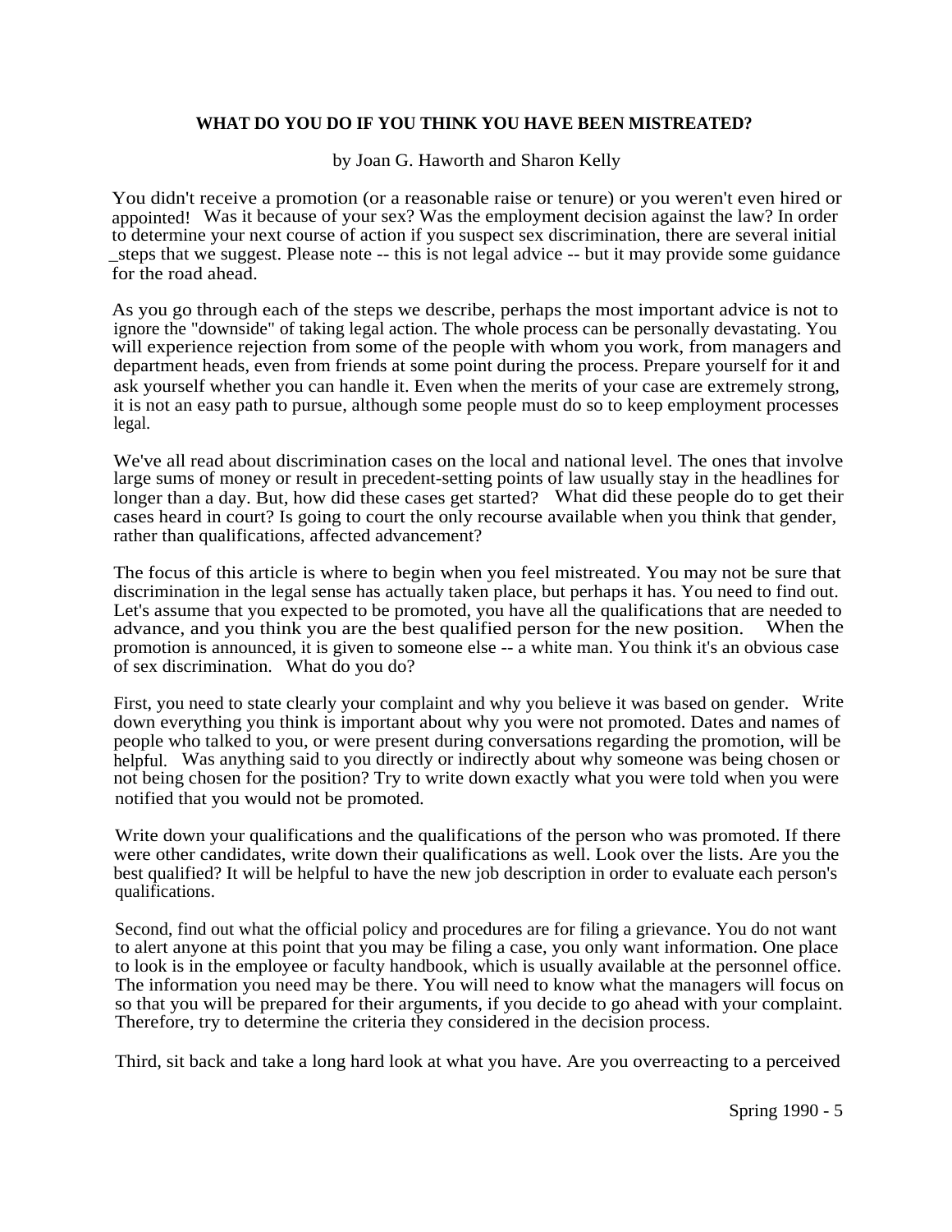**WHAT DO YOU DO IF YOU THINK YOU HAVE BEEN MISTREATED?**

by Joan G. Haworth and Sharon Kelly

You didn't receive a promotion (or a reasonable raise or tenure) or you weren't even hired or appointed! Was it because of your sex? Was the employment decision against the law? In order to determine your next course of action if you suspect sex discrimination, there are several initial steps that we suggest. Please note -- this is not legal advice -- but it may provide some guidance for the road ahead.

As you go through each of the steps we describe, perhaps the most important advice is not to ignore the "downside" of taking legal action. The whole process can be personally devastating. You will experience rejection from some of the people with whom you work, from managers and department heads, even from friends at some point during the process. Prepare yourself for it and ask yourself whether you can handle it. Even when the merits of your case are extremely strong, it is not an easy path to pursue, although some people must do so to keep employment processes legal.

We've all read about discrimination cases on the local and national level. The ones that involve large sums of money or result in precedent-setting points of law usually stay in the headlines for longer than a day. But, how did these cases get started? What did these people do to get their cases heard in court? Is going to court the only recourse available when you think that gender, rather than qualifications, affected advancement?

The focus of this article is where to begin when you feel mistreated. You may not be sure that discrimination in the legal sense has actually taken place, but perhaps it has. You need to find out. Let's assume that you expected to be promoted, you have all the qualifications that are needed to advance, and you think you are the best qualified person for the new position. When the promotion is announced, it is given to someone else -- a white man. You think it's an obvious case of sex discrimination. What do you do?

First, you need to state clearly your complaint and why you believe it was based on gender. Write down everything you think is important about why you were not promoted. Dates and names of people who talked to you, or were present during conversations regarding the promotion, will be helpful. Was anything said to you directly or indirectly about why someone was being chosen or not being chosen for the position? Try to write down exactly what you were told when you were notified that you would not be promoted.

Write down your qualifications and the qualifications of the person who was promoted. If there were other candidates, write down their qualifications as well. Look over the lists. Are you the best qualified? It will be helpful to have the new job description in order to evaluate each person's qualifications.

Second, find out what the official policy and procedures are for filing a grievance. You do not want to alert anyone at this point that you may be filing a case, you only want information. One place to look is in the employee or faculty handbook, which is usually available at the personnel office. The information you need may be there. You will need to know what the managers will focus on so that you will be prepared for their arguments, if you decide to go ahead with your complaint. Therefore, try to determine the criteria they considered in the decision process.

Third, sit back and take a long hard look at what you have. Are you overreacting to a perceived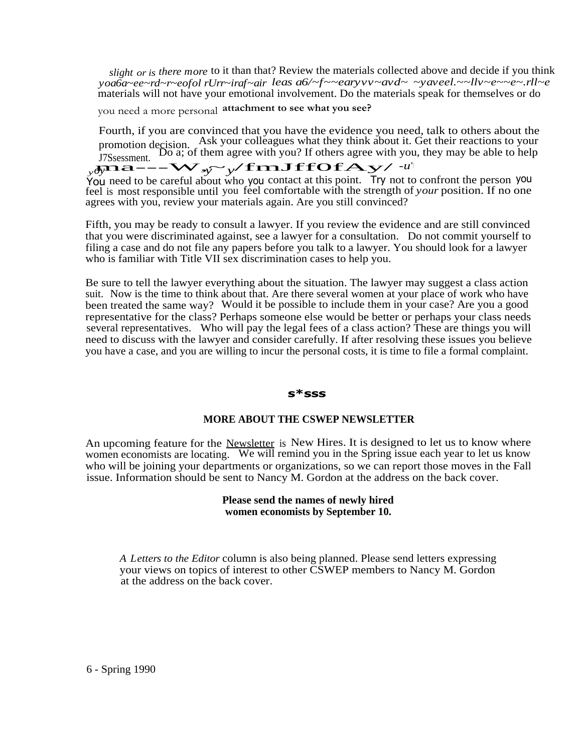slight or is there more to it than that? Review the materials collected above and decide if you think yoa6a~ee~rd~r~eofol rUrr~iraf~air leas a6/~f~~earyvv~avd~ ~yaveel.~~llv~e~~e~.rll~e materials will not have your emotional involvement. Do the materials speak for themselves or do you need a more personal attachment to see what you see?

Fourth, if you are convinced that you have the evidence you need, talk to others about the promotion decision. Ask your colleagues what they think about it. Get their reactions to your J7Ssessment. Do a; of them agree with you? If others agree with you, they may be able to help ydyma---W-y~y/fmJffOfAy/ -u'

You need to be careful about who you contact at this point. Try not to confront the person you feel is most responsible until you feel comfortable with the strength of *your* position. If no one agrees with you, review your materials again. Are you still convinced?

Fifth, you may be ready to consult a lawyer. If you review the evidence and are still convinced that you were discriminated against, see a lawyer for a consultation. Do not commit yourself to filing a case and do not file any papers before you talk to a lawyer. You should look for a lawyer who is familiar with Title VII sex discrimination cases to help you.

Be sure to tell the lawyer everything about the situation. The lawyer may suggest a class action suit. Now is the time to think about that. Are there several women at your place of work who have been treated the same way? Would it be possible to include them in your case? Are you a good representative for the class? Perhaps someone else would be better or perhaps your class needs several representatives. Who will pay the legal fees of a class action? These are things you will need to discuss with the lawyer and consider carefully. If after resolving these issues you believe you have a case, and you are willing to incur the personal costs, it is time to file a formal complaint.

**s*sss**

## MORE ABOUT THE CSWEP NEWSLETTER

An upcoming feature for the Newsletter is New Hires. It is designed to let us to know where women economists are locating. We will remind you in the Spring issue each year to let us know who will be joining your departments or organizations, so we can report those moves in the Fall issue. Information should be sent to Nancy M. Gordon at the address on the back cover.

**Please send the names of newly hired women economists by September 10.**

*A Letters to the Editor* column is also being planned. Please send letters expressing your views on topics of interest to other CSWEP members to Nancy M. Gordon at the address on the back cover.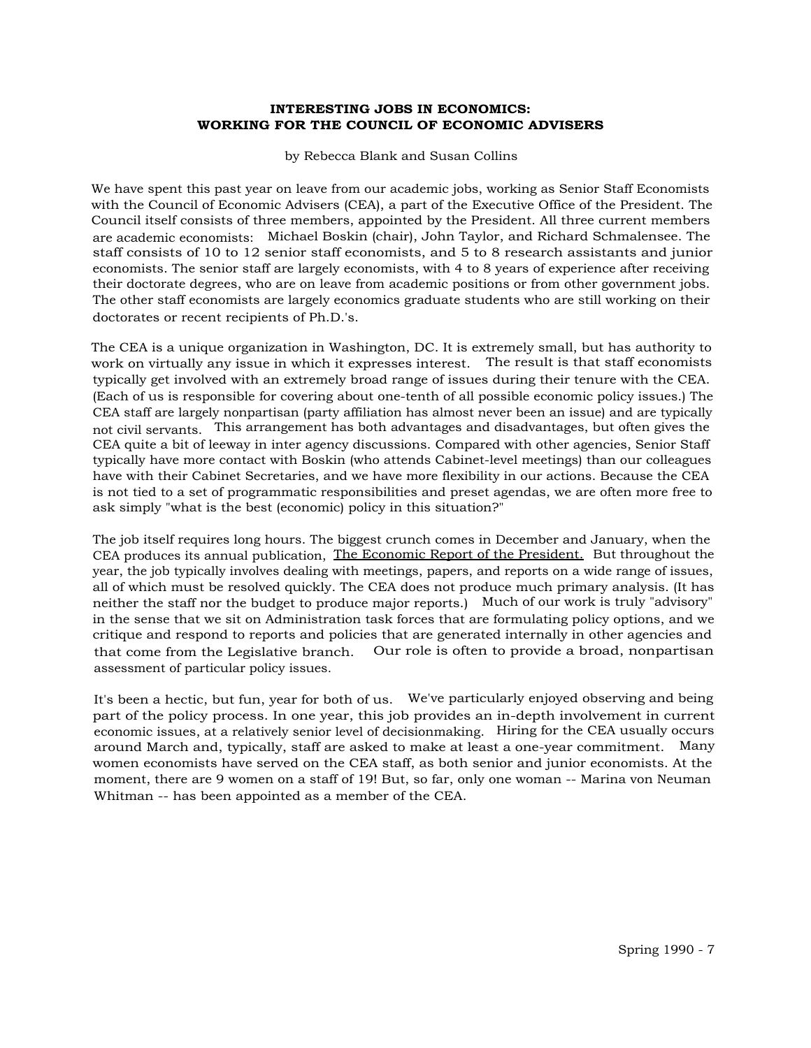## INTERESTING JOBS IN ECONOMICS: WORKING FOR THE COUNCIL OF ECONOMIC ADVISERS

by Rebecca Blank and Susan Collins

We have spent this past year on leave from our academic jobs, working as Senior Staff Economists with the Council of Economic Advisers (CEA), a part of the Executive Office of the President. The Council itself consists of three members, appointed by the President. All three current members are academic economists: Michael Boskin (chair), John Taylor, and Richard Schmalensee. The staff consists of 10 to 12 senior staff economists, and 5 to 8 research assistants and junior economists. The senior staff are largely economists, with 4 to 8 years of experience after receiving their doctorate degrees, who are on leave from academic positions or from other government jobs. The other staff economists are largely economics graduate students who are still working on their doctorates or recent recipients of Ph.D.'s.

The CEA is a unique organization in Washington, DC. It is extremely small, but has authority to work on virtually any issue in which it expresses interest. The result is that staff economists typically get involved with an extremely broad range of issues during their tenure with the CEA. (Each of us is responsible for covering about one-tenth of all possible economic policy issues.) The CEA staff are largely nonpartisan (party affiliation has almost never been an issue) and are typically not civil servants. This arrangement has both advantages and disadvantages, but often gives the CEA quite a bit of leeway in inter agency discussions. Compared with other agencies, Senior Staff typically have more contact with Boskin (who attends Cabinet-level meetings) than our colleagues have with their Cabinet Secretaries, and we have more flexibility in our actions. Because the CEA is not tied to a set of programmatic responsibilities and preset agendas, we are often more free to ask simply "what is the best (economic) policy in this situation?"

The job itself requires long hours. The biggest crunch comes in December and January, when the CEA produces its annual publication, The Economic Report of the President. But throughout the year, the job typically involves dealing with meetings, papers, and reports on a wide range of issues, all of which must be resolved quickly. The CEA does not produce much primary analysis. (It has neither the staff nor the budget to produce major reports.) Much of our work is truly "advisory" in the sense that we sit on Administration task forces that are formulating policy options, and we critique and respond to reports and policies that are generated internally in other agencies and that come from the Legislative branch. Our role is often to provide a broad, nonpartisan assessment of particular policy issues.

It's been a hectic, but fun, year for both of us. We've particularly enjoyed observing and being part of the policy process. In one year, this job provides an in-depth involvement in current economic issues, at a relatively senior level of decisionmaking. Hiring for the CEA usually occurs around March and, typically, staff are asked to make at least a one-year commitment. Many women economists have served on the CEA staff, as both senior and junior economists. At the moment, there are 9 women on a staff of 19! But, so far, only one woman -- Marina von Neuman Whitman -- has been appointed as a member of the CEA.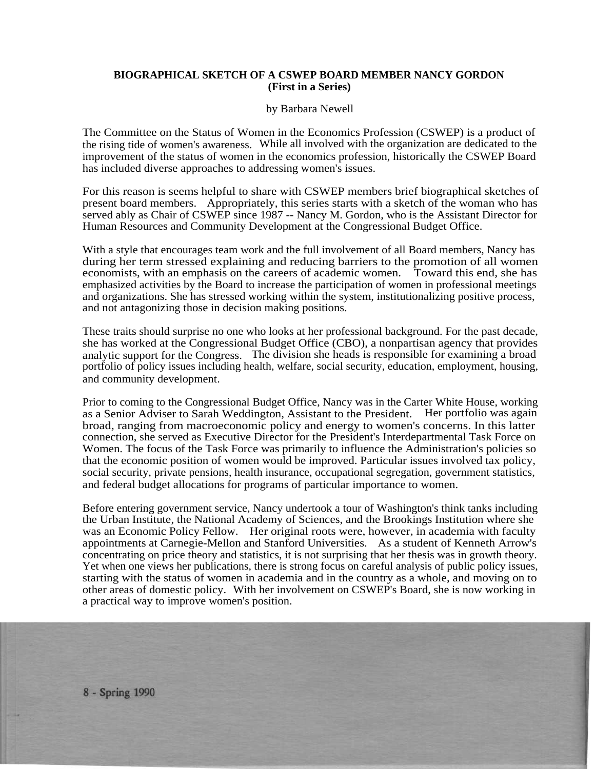**BIOGRAPHICAL SKETCH OF A CSWEP BOARD MEMBER NANCY GORDON**
**(First in a Series)**

by Barbara Newell

The Committee on the Status of Women in the Economics Profession (CSWEP) is a product of the rising tide of women's awareness. While all involved with the organization are dedicated to the improvement of the status of women in the economics profession, historically the CSWEP Board has included diverse approaches to addressing women's issues.

For this reason is seems helpful to share with CSWEP members brief biographical sketches of present board members. Appropriately, this series starts with a sketch of the woman who has served ably as Chair of CSWEP since 1987 -- Nancy M. Gordon, who is the Assistant Director for Human Resources and Community Development at the Congressional Budget Office.

With a style that encourages team work and the full involvement of all Board members, Nancy has during her term stressed explaining and reducing barriers to the promotion of all women economists, with an emphasis on the careers of academic women. Toward this end, she has emphasized activities by the Board to increase the participation of women in professional meetings and organizations. She has stressed working within the system, institutionalizing positive process, and not antagonizing those in decision making positions.

These traits should surprise no one who looks at her professional background. For the past decade, she has worked at the Congressional Budget Office (CBO), a nonpartisan agency that provides analytic support for the Congress. The division she heads is responsible for examining a broad portfolio of policy issues including health, welfare, social security, education, employment, housing, and community development.

Prior to coming to the Congressional Budget Office, Nancy was in the Carter White House, working as a Senior Adviser to Sarah Weddington, Assistant to the President. Her portfolio was again broad, ranging from macroeconomic policy and energy to women's concerns. In this latter connection, she served as Executive Director for the President's Interdepartmental Task Force on Women. The focus of the Task Force was primarily to influence the Administration's policies so that the economic position of women would be improved. Particular issues involved tax policy, social security, private pensions, health insurance, occupational segregation, government statistics, and federal budget allocations for programs of particular importance to women.

Before entering government service, Nancy undertook a tour of Washington's think tanks including the Urban Institute, the National Academy of Sciences, and the Brookings Institution where she was an Economic Policy Fellow. Her original roots were, however, in academia with faculty appointments at Carnegie-Mellon and Stanford Universities. As a student of Kenneth Arrow's concentrating on price theory and statistics, it is not surprising that her thesis was in growth theory. Yet when one views her publications, there is strong focus on careful analysis of public policy issues, starting with the status of women in academia and in the country as a whole, and moving on to other areas of domestic policy. With her involvement on CSWEP's Board, she is now working in a practical way to improve women's position.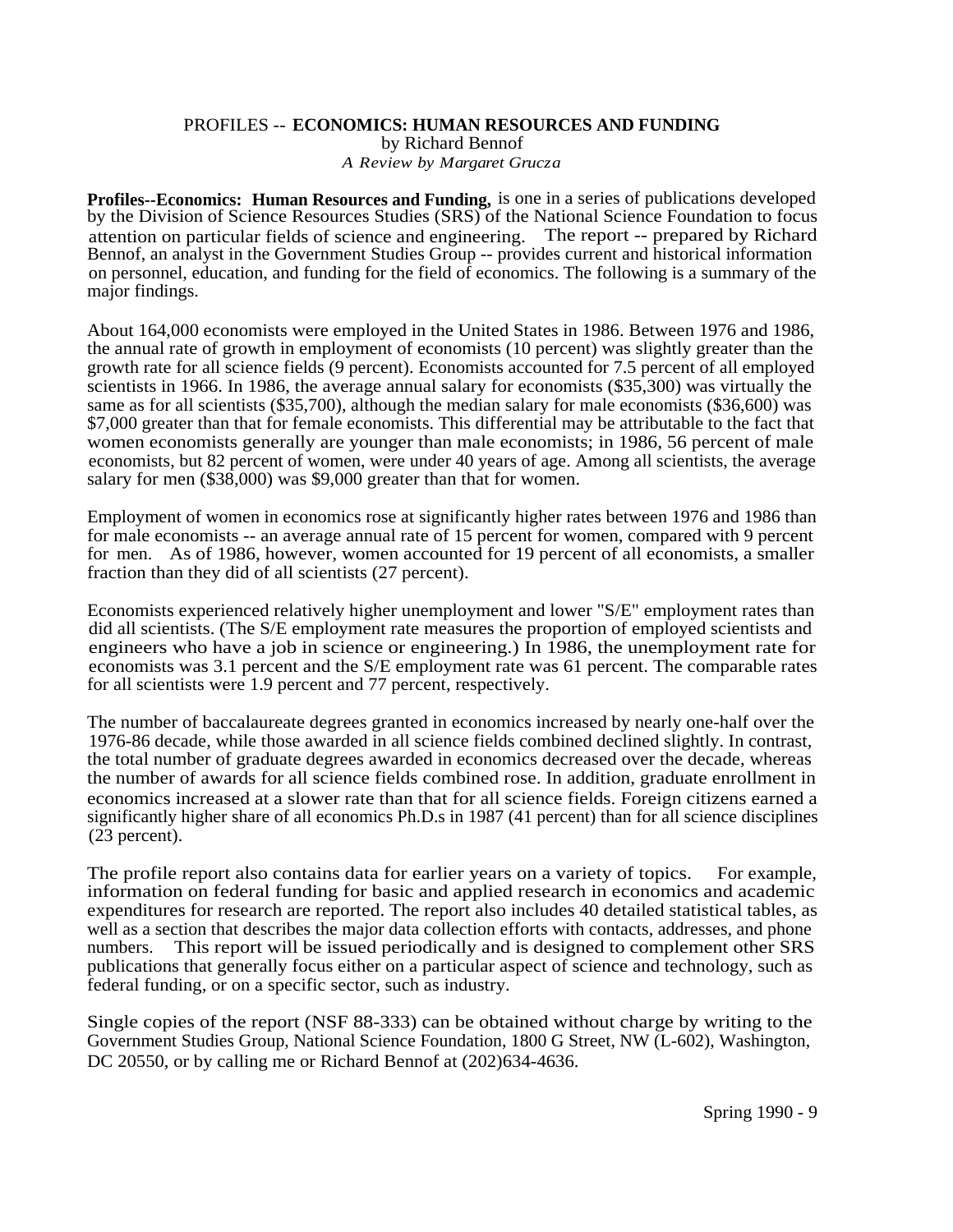PROFILES -- **ECONOMICS: HUMAN RESOURCES AND FUNDING**

by Richard Bennof

*A Review by Margaret Grucza*

**Profiles--Economics: Human Resources and Funding,** is one in a series of publications developed by the Division of Science Resources Studies (SRS) of the National Science Foundation to focus attention on particular fields of science and engineering. The report -- prepared by Richard Bennof, an analyst in the Government Studies Group -- provides current and historical information on personnel, education, and funding for the field of economics. The following is a summary of the major findings.

About 164,000 economists were employed in the United States in 1986. Between 1976 and 1986, the annual rate of growth in employment of economists (10 percent) was slightly greater than the growth rate for all science fields (9 percent). Economists accounted for 7.5 percent of all employed scientists in 1966. In 1986, the average annual salary for economists ($35,300) was virtually the same as for all scientists ($35,700), although the median salary for male economists ($36,600) was $7,000 greater than that for female economists. This differential may be attributable to the fact that women economists generally are younger than male economists; in 1986, 56 percent of male economists, but 82 percent of women, were under 40 years of age. Among all scientists, the average salary for men ($38,000) was $9,000 greater than that for women.

Employment of women in economics rose at significantly higher rates between 1976 and 1986 than for male economists -- an average annual rate of 15 percent for women, compared with 9 percent for men. As of 1986, however, women accounted for 19 percent of all economists, a smaller fraction than they did of all scientists (27 percent).

Economists experienced relatively higher unemployment and lower "S/E" employment rates than did all scientists. (The S/E employment rate measures the proportion of employed scientists and engineers who have a job in science or engineering.) In 1986, the unemployment rate for economists was 3.1 percent and the S/E employment rate was 61 percent. The comparable rates for all scientists were 1.9 percent and 77 percent, respectively.

The number of baccalaureate degrees granted in economics increased by nearly one-half over the 1976-86 decade, while those awarded in all science fields combined declined slightly. In contrast, the total number of graduate degrees awarded in economics decreased over the decade, whereas the number of awards for all science fields combined rose. In addition, graduate enrollment in economics increased at a slower rate than that for all science fields. Foreign citizens earned a significantly higher share of all economics Ph.D.s in 1987 (41 percent) than for all science disciplines (23 percent).

The profile report also contains data for earlier years on a variety of topics. For example, information on federal funding for basic and applied research in economics and academic expenditures for research are reported. The report also includes 40 detailed statistical tables, as well as a section that describes the major data collection efforts with contacts, addresses, and phone numbers. This report will be issued periodically and is designed to complement other SRS publications that generally focus either on a particular aspect of science and technology, such as federal funding, or on a specific sector, such as industry.

Single copies of the report (NSF 88-333) can be obtained without charge by writing to the Government Studies Group, National Science Foundation, 1800 G Street, NW (L-602), Washington, DC 20550, or by calling me or Richard Bennof at (202)634-4636.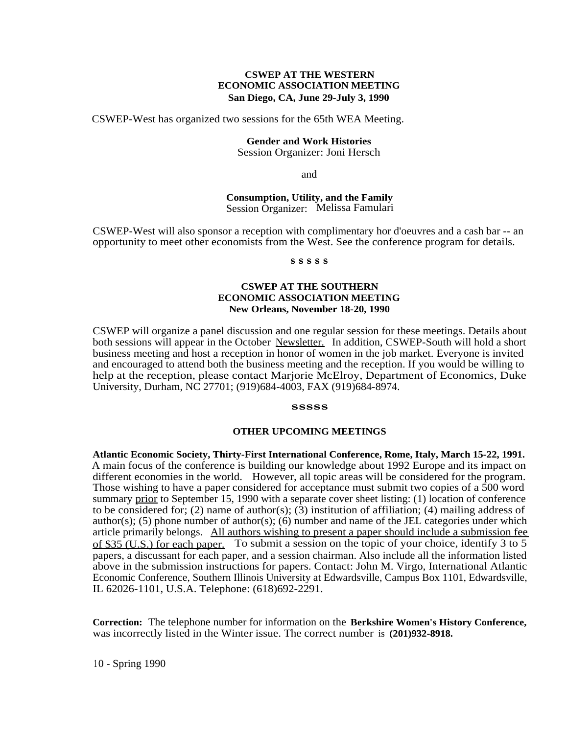## CSWEP AT THE WESTERN ECONOMIC ASSOCIATION MEETING
### San Diego, CA, June 29-July 3, 1990

CSWEP-West has organized two sessions for the 65th WEA Meeting.

**Gender and Work Histories**
Session Organizer: Joni Hersch

and

**Consumption, Utility, and the Family**
Session Organizer: Melissa Famulari

CSWEP-West will also sponsor a reception with complimentary hor d'oeuvres and a cash bar -- an opportunity to meet other economists from the West. See the conference program for details.

s s s s s

## CSWEP AT THE SOUTHERN ECONOMIC ASSOCIATION MEETING
### New Orleans, November 18-20, 1990

CSWEP will organize a panel discussion and one regular session for these meetings. Details about both sessions will appear in the October Newsletter. In addition, CSWEP-South will hold a short business meeting and host a reception in honor of women in the job market. Everyone is invited and encouraged to attend both the business meeting and the reception. If you would be willing to help at the reception, please contact Marjorie McElroy, Department of Economics, Duke University, Durham, NC 27701; (919)684-4003, FAX (919)684-8974.

sssss

## OTHER UPCOMING MEETINGS

**Atlantic Economic Society, Thirty-First International Conference, Rome, Italy, March 15-22, 1991.** A main focus of the conference is building our knowledge about 1992 Europe and its impact on different economies in the world. However, all topic areas will be considered for the program. Those wishing to have a paper considered for acceptance must submit two copies of a 500 word summary prior to September 15, 1990 with a separate cover sheet listing: (1) location of conference to be considered for; (2) name of author(s); (3) institution of affiliation; (4) mailing address of author(s); (5) phone number of author(s); (6) number and name of the JEL categories under which article primarily belongs. All authors wishing to present a paper should include a submission fee of $35 (U.S.) for each paper. To submit a session on the topic of your choice, identify 3 to 5 papers, a discussant for each paper, and a session chairman. Also include all the information listed above in the submission instructions for papers. Contact: John M. Virgo, International Atlantic Economic Conference, Southern Illinois University at Edwardsville, Campus Box 1101, Edwardsville, IL 62026-1101, U.S.A. Telephone: (618)692-2291.

**Correction:** The telephone number for information on the **Berkshire Women's History Conference,** was incorrectly listed in the Winter issue. The correct number is **(201)932-8918.**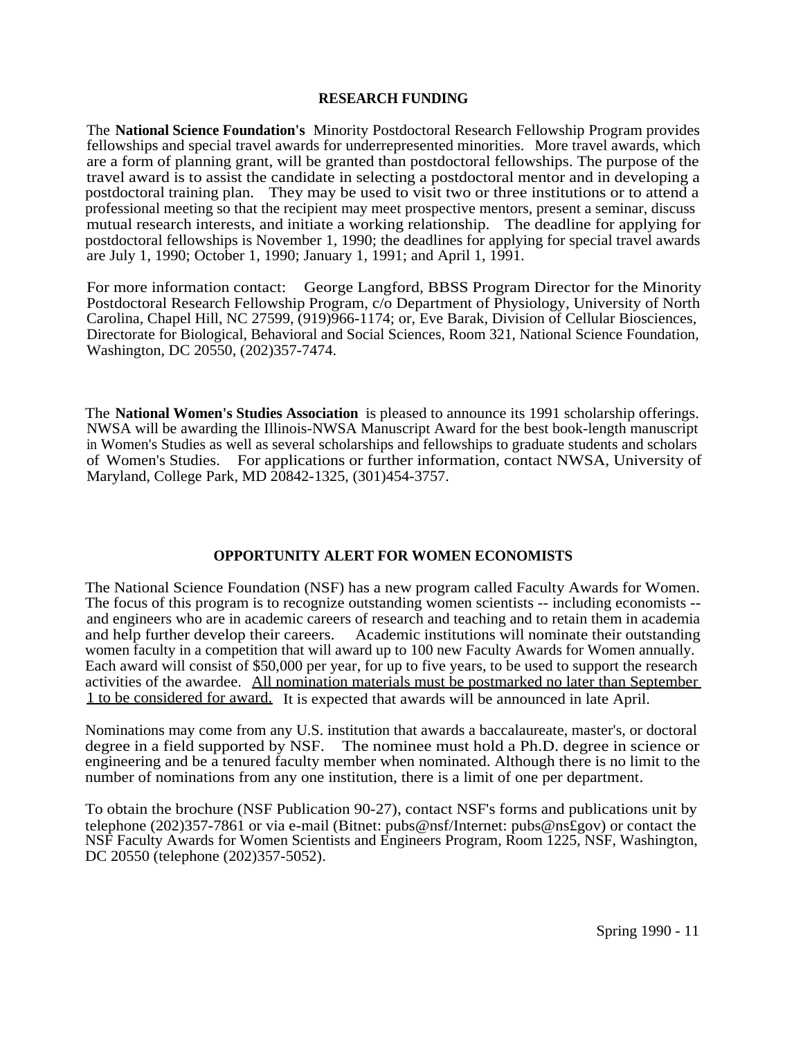## RESEARCH FUNDING

The **National Science Foundation's** Minority Postdoctoral Research Fellowship Program provides fellowships and special travel awards for underrepresented minorities. More travel awards, which are a form of planning grant, will be granted than postdoctoral fellowships. The purpose of the travel award is to assist the candidate in selecting a postdoctoral mentor and in developing a postdoctoral training plan. They may be used to visit two or three institutions or to attend a professional meeting so that the recipient may meet prospective mentors, present a seminar, discuss mutual research interests, and initiate a working relationship. The deadline for applying for postdoctoral fellowships is November 1, 1990; the deadlines for applying for special travel awards are July 1, 1990; October 1, 1990; January 1, 1991; and April 1, 1991.

For more information contact: George Langford, BBSS Program Director for the Minority Postdoctoral Research Fellowship Program, c/o Department of Physiology, University of North Carolina, Chapel Hill, NC 27599, (919)966-1174; or, Eve Barak, Division of Cellular Biosciences, Directorate for Biological, Behavioral and Social Sciences, Room 321, National Science Foundation, Washington, DC 20550, (202)357-7474.

The **National Women's Studies Association** is pleased to announce its 1991 scholarship offerings. NWSA will be awarding the Illinois-NWSA Manuscript Award for the best book-length manuscript in Women's Studies as well as several scholarships and fellowships to graduate students and scholars of Women's Studies. For applications or further information, contact NWSA, University of Maryland, College Park, MD 20842-1325, (301)454-3757.

## OPPORTUNITY ALERT FOR WOMEN ECONOMISTS

The National Science Foundation (NSF) has a new program called Faculty Awards for Women. The focus of this program is to recognize outstanding women scientists -- including economists -- and engineers who are in academic careers of research and teaching and to retain them in academia and help further develop their careers. Academic institutions will nominate their outstanding women faculty in a competition that will award up to 100 new Faculty Awards for Women annually. Each award will consist of $50,000 per year, for up to five years, to be used to support the research activities of the awardee. <u>All nomination materials must be postmarked no later than September 1 to be considered for award.</u> It is expected that awards will be announced in late April.

Nominations may come from any U.S. institution that awards a baccalaureate, master's, or doctoral degree in a field supported by NSF. The nominee must hold a Ph.D. degree in science or engineering and be a tenured faculty member when nominated. Although there is no limit to the number of nominations from any one institution, there is a limit of one per department.

To obtain the brochure (NSF Publication 90-27), contact NSF's forms and publications unit by telephone (202)357-7861 or via e-mail (Bitnet: pubs@nsf/Internet: pubs@ns£gov) or contact the NSF Faculty Awards for Women Scientists and Engineers Program, Room 1225, NSF, Washington, DC 20550 (telephone (202)357-5052).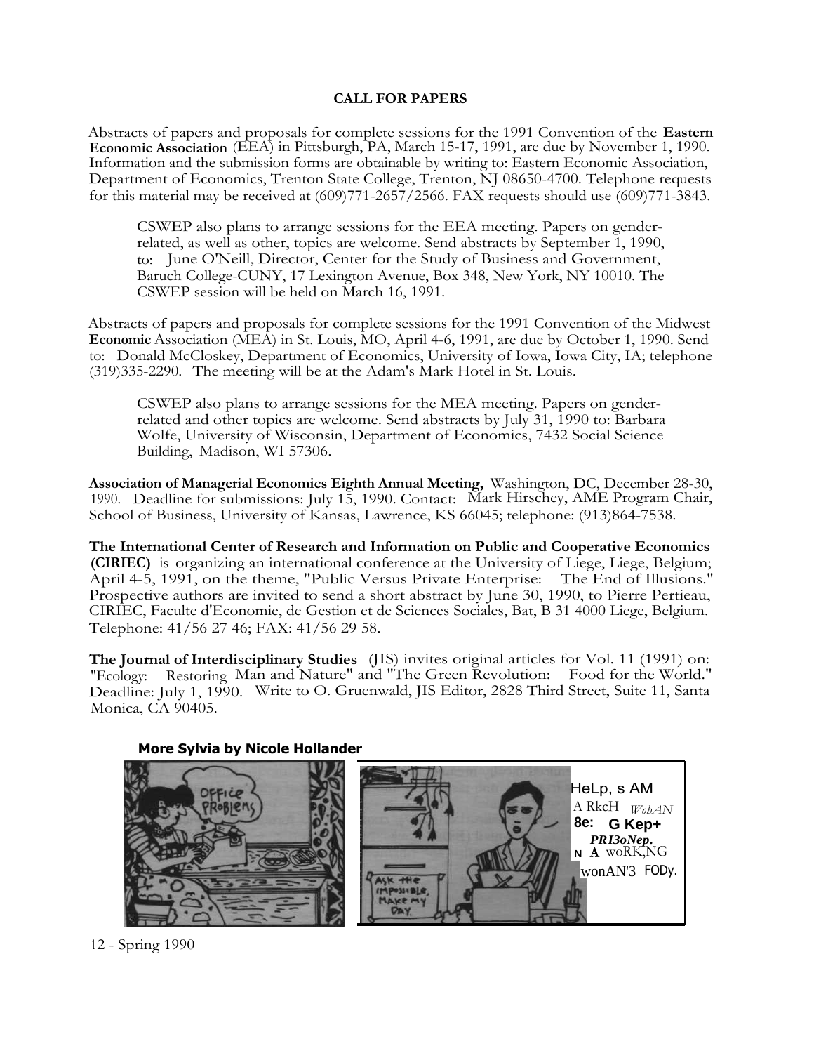## CALL FOR PAPERS

Abstracts of papers and proposals for complete sessions for the 1991 Convention of the **Eastern Economic Association** (EEA) in Pittsburgh, PA, March 15-17, 1991, are due by November 1, 1990. Information and the submission forms are obtainable by writing to: Eastern Economic Association, Department of Economics, Trenton State College, Trenton, NJ 08650-4700. Telephone requests for this material may be received at (609)771-2657/2566. FAX requests should use (609)771-3843.

> CSWEP also plans to arrange sessions for the EEA meeting. Papers on gender-related, as well as other, topics are welcome. Send abstracts by September 1, 1990, to: June O'Neill, Director, Center for the Study of Business and Government, Baruch College-CUNY, 17 Lexington Avenue, Box 348, New York, NY 10010. The CSWEP session will be held on March 16, 1991.

Abstracts of papers and proposals for complete sessions for the 1991 Convention of the Midwest **Economic** Association (MEA) in St. Louis, MO, April 4-6, 1991, are due by October 1, 1990. Send to: Donald McCloskey, Department of Economics, University of Iowa, Iowa City, IA; telephone (319)335-2290. The meeting will be at the Adam's Mark Hotel in St. Louis.

> CSWEP also plans to arrange sessions for the MEA meeting. Papers on gender-related and other topics are welcome. Send abstracts by July 31, 1990 to: Barbara Wolfe, University of Wisconsin, Department of Economics, 7432 Social Science Building, Madison, WI 57306.

**Association of Managerial Economics Eighth Annual Meeting,** Washington, DC, December 28-30, 1990. Deadline for submissions: July 15, 1990. Contact: Mark Hirschey, AME Program Chair, School of Business, University of Kansas, Lawrence, KS 66045; telephone: (913)864-7538.

**The International Center of Research and Information on Public and Cooperative Economics (CIRIEC)** is organizing an international conference at the University of Liege, Liege, Belgium; April 4-5, 1991, on the theme, "Public Versus Private Enterprise: The End of Illusions." Prospective authors are invited to send a short abstract by June 30, 1990, to Pierre Pertieau, CIRIEC, Faculte d'Economie, de Gestion et de Sciences Sociales, Bat, B 31 4000 Liege, Belgium. Telephone: 41/56 27 46; FAX: 41/56 29 58.

**The Journal of Interdisciplinary Studies** (JIS) invites original articles for Vol. 11 (1991) on: "Ecology: Restoring Man and Nature" and "The Green Revolution: Food for the World." Deadline: July 1, 1990. Write to O. Gruenwald, JIS Editor, 2828 Third Street, Suite 11, Santa Monica, CA 90405.

**More Sylvia by Nicole Hollander**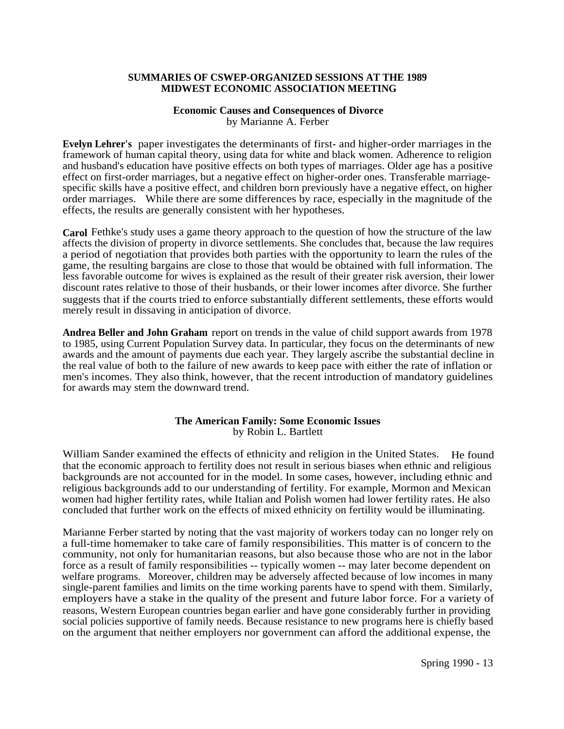## SUMMARIES OF CSWEP-ORGANIZED SESSIONS AT THE 1989 MIDWEST ECONOMIC ASSOCIATION MEETING

### Economic Causes and Consequences of Divorce
by Marianne A. Ferber

**Evelyn Lehrer's** paper investigates the determinants of first- and higher-order marriages in the framework of human capital theory, using data for white and black women. Adherence to religion and husband's education have positive effects on both types of marriages. Older age has a positive effect on first-order marriages, but a negative effect on higher-order ones. Transferable marriage-specific skills have a positive effect, and children born previously have a negative effect, on higher order marriages. While there are some differences by race, especially in the magnitude of the effects, the results are generally consistent with her hypotheses.

**Carol** Fethke's study uses a game theory approach to the question of how the structure of the law affects the division of property in divorce settlements. She concludes that, because the law requires a period of negotiation that provides both parties with the opportunity to learn the rules of the game, the resulting bargains are close to those that would be obtained with full information. The less favorable outcome for wives is explained as the result of their greater risk aversion, their lower discount rates relative to those of their husbands, or their lower incomes after divorce. She further suggests that if the courts tried to enforce substantially different settlements, these efforts would merely result in dissaving in anticipation of divorce.

**Andrea Beller and John Graham** report on trends in the value of child support awards from 1978 to 1985, using Current Population Survey data. In particular, they focus on the determinants of new awards and the amount of payments due each year. They largely ascribe the substantial decline in the real value of both to the failure of new awards to keep pace with either the rate of inflation or men's incomes. They also think, however, that the recent introduction of mandatory guidelines for awards may stem the downward trend.

### The American Family: Some Economic Issues
by Robin L. Bartlett

William Sander examined the effects of ethnicity and religion in the United States. He found that the economic approach to fertility does not result in serious biases when ethnic and religious backgrounds are not accounted for in the model. In some cases, however, including ethnic and religious backgrounds add to our understanding of fertility. For example, Mormon and Mexican women had higher fertility rates, while Italian and Polish women had lower fertility rates. He also concluded that further work on the effects of mixed ethnicity on fertility would be illuminating.

Marianne Ferber started by noting that the vast majority of workers today can no longer rely on a full-time homemaker to take care of family responsibilities. This matter is of concern to the community, not only for humanitarian reasons, but also because those who are not in the labor force as a result of family responsibilities -- typically women -- may later become dependent on welfare programs. Moreover, children may be adversely affected because of low incomes in many single-parent families and limits on the time working parents have to spend with them. Similarly, employers have a stake in the quality of the present and future labor force. For a variety of reasons, Western European countries began earlier and have gone considerably further in providing social policies supportive of family needs. Because resistance to new programs here is chiefly based on the argument that neither employers nor government can afford the additional expense, the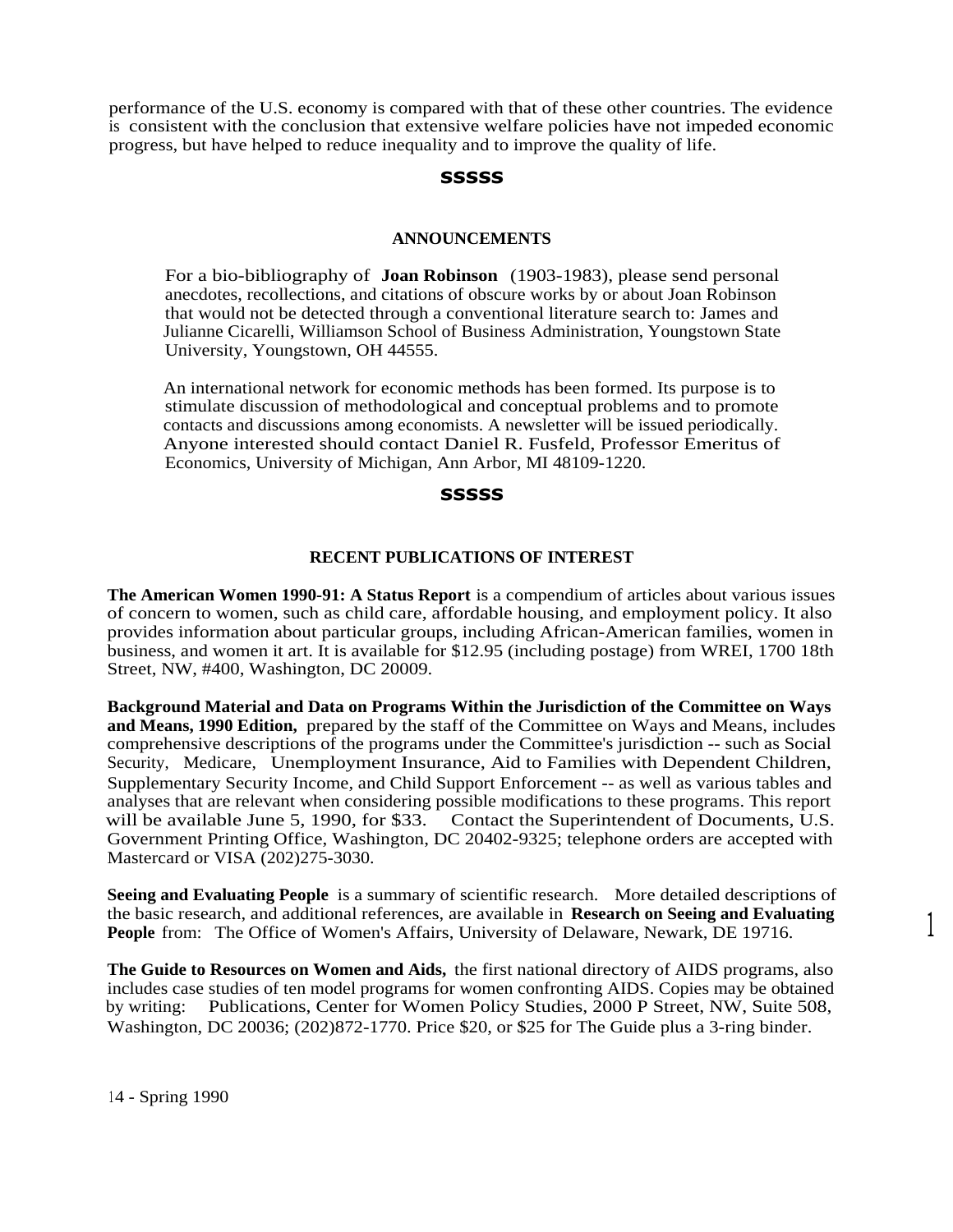performance of the U.S. economy is compared with that of these other countries. The evidence is consistent with the conclusion that extensive welfare policies have not impeded economic progress, but have helped to reduce inequality and to improve the quality of life.

**sssss**

## ANNOUNCEMENTS

For a bio-bibliography of **Joan Robinson** (1903-1983), please send personal anecdotes, recollections, and citations of obscure works by or about Joan Robinson that would not be detected through a conventional literature search to: James and Julianne Cicarelli, Williamson School of Business Administration, Youngstown State University, Youngstown, OH 44555.

An international network for economic methods has been formed. Its purpose is to stimulate discussion of methodological and conceptual problems and to promote contacts and discussions among economists. A newsletter will be issued periodically. Anyone interested should contact Daniel R. Fusfeld, Professor Emeritus of Economics, University of Michigan, Ann Arbor, MI 48109-1220.

**sssss**

## RECENT PUBLICATIONS OF INTEREST

**The American Women 1990-91: A Status Report** is a compendium of articles about various issues of concern to women, such as child care, affordable housing, and employment policy. It also provides information about particular groups, including African-American families, women in business, and women it art. It is available for $12.95 (including postage) from WREI, 1700 18th Street, NW, #400, Washington, DC 20009.

**Background Material and Data on Programs Within the Jurisdiction of the Committee on Ways and Means, 1990 Edition,** prepared by the staff of the Committee on Ways and Means, includes comprehensive descriptions of the programs under the Committee's jurisdiction -- such as Social Security, Medicare, Unemployment Insurance, Aid to Families with Dependent Children, Supplementary Security Income, and Child Support Enforcement -- as well as various tables and analyses that are relevant when considering possible modifications to these programs. This report will be available June 5, 1990, for $33. Contact the Superintendent of Documents, U.S. Government Printing Office, Washington, DC 20402-9325; telephone orders are accepted with Mastercard or VISA (202)275-3030.

**Seeing and Evaluating People** is a summary of scientific research. More detailed descriptions of the basic research, and additional references, are available in **Research on Seeing and Evaluating People** from: The Office of Women's Affairs, University of Delaware, Newark, DE 19716.

**The Guide to Resources on Women and Aids,** the first national directory of AIDS programs, also includes case studies of ten model programs for women confronting AIDS. Copies may be obtained by writing: Publications, Center for Women Policy Studies, 2000 P Street, NW, Suite 508, Washington, DC 20036; (202)872-1770. Price $20, or $25 for The Guide plus a 3-ring binder.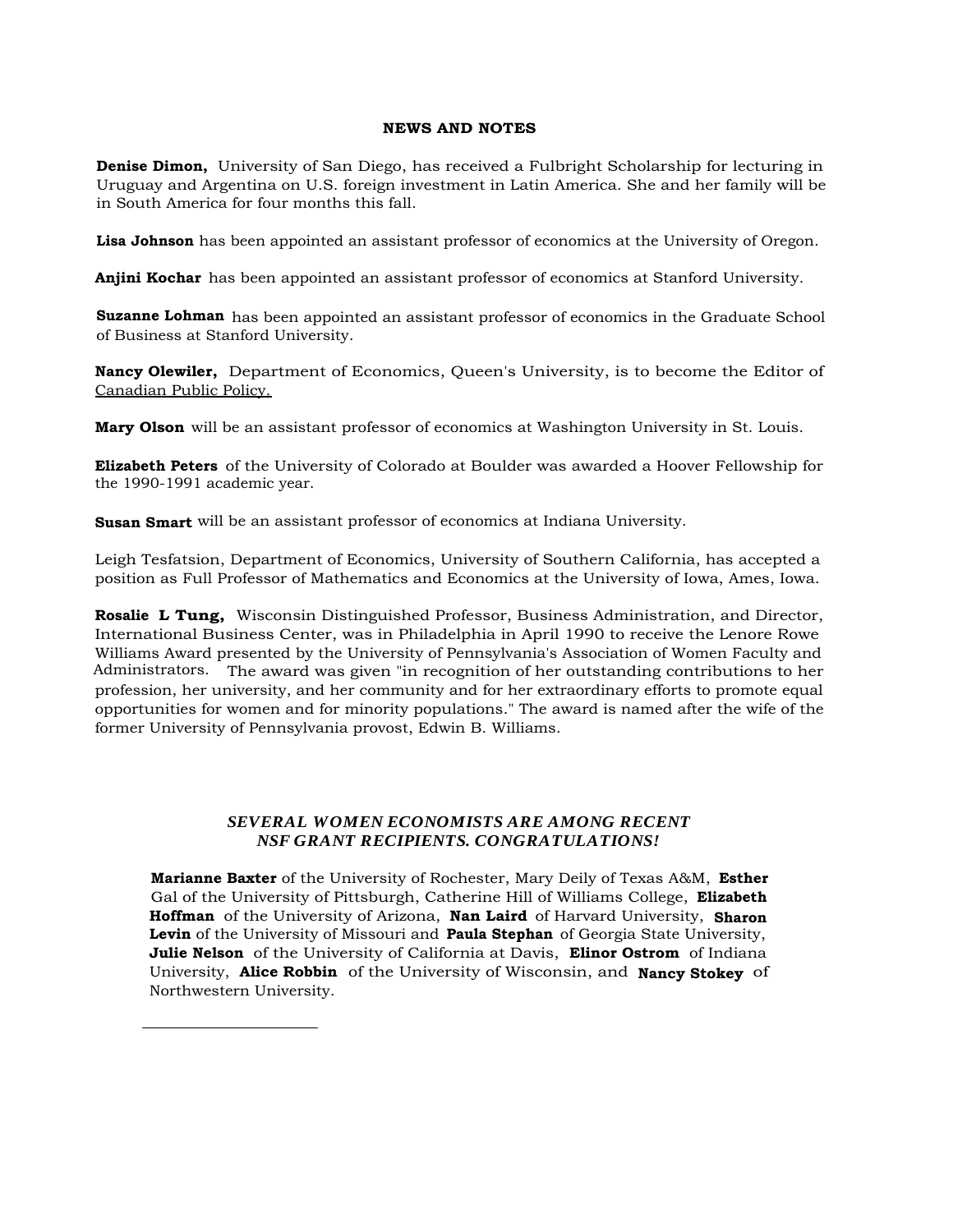## NEWS AND NOTES

**Denise Dimon,** University of San Diego, has received a Fulbright Scholarship for lecturing in Uruguay and Argentina on U.S. foreign investment in Latin America. She and her family will be in South America for four months this fall.

**Lisa Johnson** has been appointed an assistant professor of economics at the University of Oregon.

**Anjini Kochar** has been appointed an assistant professor of economics at Stanford University.

**Suzanne Lohman** has been appointed an assistant professor of economics in the Graduate School of Business at Stanford University.

**Nancy Olewiler,** Department of Economics, Queen's University, is to become the Editor of Canadian Public Policy.

**Mary Olson** will be an assistant professor of economics at Washington University in St. Louis.

**Elizabeth Peters** of the University of Colorado at Boulder was awarded a Hoover Fellowship for the 1990-1991 academic year.

**Susan Smart** will be an assistant professor of economics at Indiana University.

Leigh Tesfatsion, Department of Economics, University of Southern California, has accepted a position as Full Professor of Mathematics and Economics at the University of Iowa, Ames, Iowa.

**Rosalie L Tung,** Wisconsin Distinguished Professor, Business Administration, and Director, International Business Center, was in Philadelphia in April 1990 to receive the Lenore Rowe Williams Award presented by the University of Pennsylvania's Association of Women Faculty and Administrators. The award was given "in recognition of her outstanding contributions to her profession, her university, and her community and for her extraordinary efforts to promote equal opportunities for women and for minority populations." The award is named after the wife of the former University of Pennsylvania provost, Edwin B. Williams.

### *SEVERAL WOMEN ECONOMISTS ARE AMONG RECENT NSF GRANT RECIPIENTS. CONGRATULATIONS!*

**Marianne Baxter** of the University of Rochester, Mary Deily of Texas A&M, **Esther** Gal of the University of Pittsburgh, Catherine Hill of Williams College, **Elizabeth Hoffman** of the University of Arizona, **Nan Laird** of Harvard University, **Sharon Levin** of the University of Missouri and **Paula Stephan** of Georgia State University, **Julie Nelson** of the University of California at Davis, **Elinor Ostrom** of Indiana University, **Alice Robbin** of the University of Wisconsin, and **Nancy Stokey** of Northwestern University.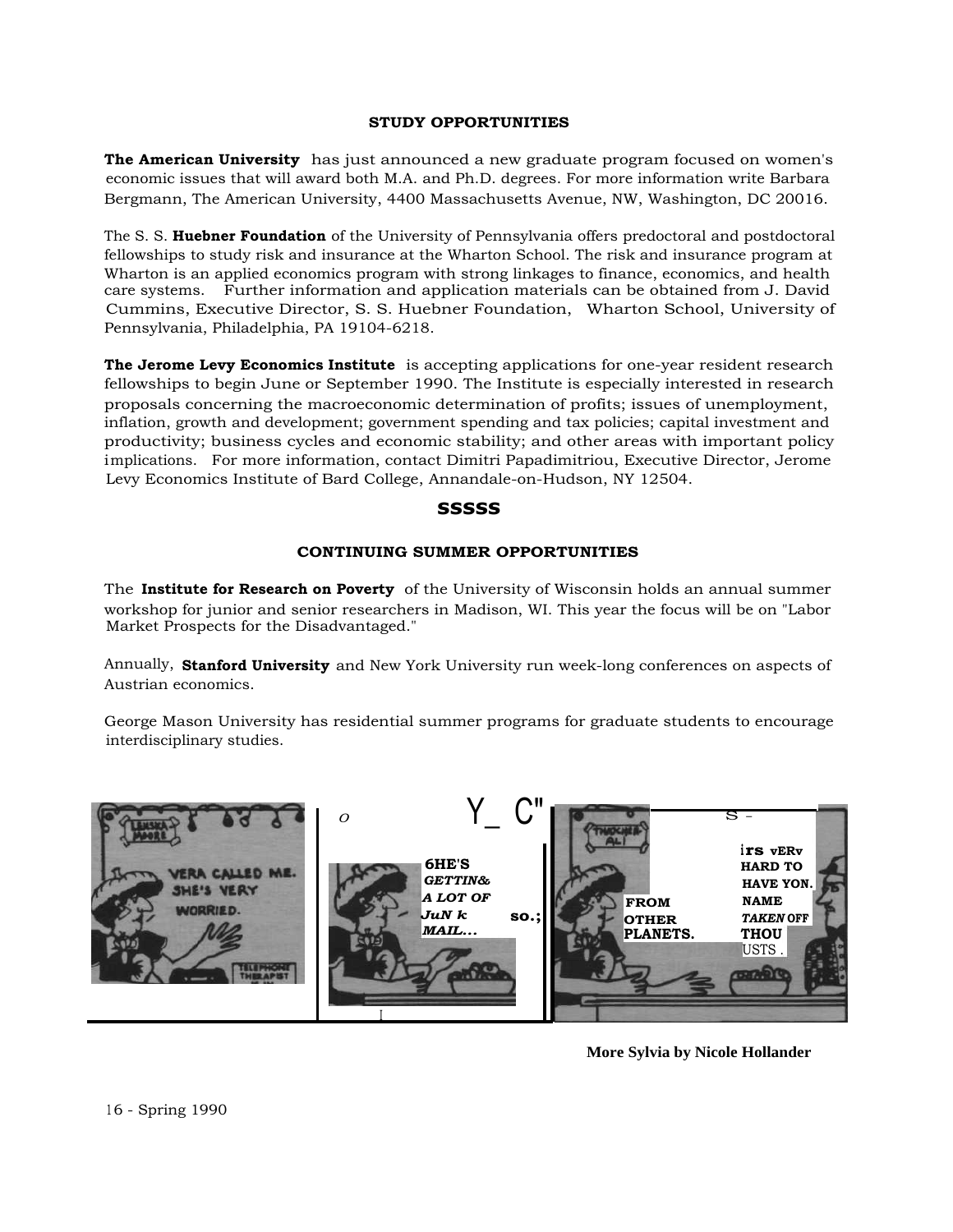### STUDY OPPORTUNITIES

**The American University** has just announced a new graduate program focused on women's economic issues that will award both M.A. and Ph.D. degrees. For more information write Barbara Bergmann, The American University, 4400 Massachusetts Avenue, NW, Washington, DC 20016.

The S. S. **Huebner Foundation** of the University of Pennsylvania offers predoctoral and postdoctoral fellowships to study risk and insurance at the Wharton School. The risk and insurance program at Wharton is an applied economics program with strong linkages to finance, economics, and health care systems. Further information and application materials can be obtained from J. David Cummins, Executive Director, S. S. Huebner Foundation, Wharton School, University of Pennsylvania, Philadelphia, PA 19104-6218.

**The Jerome Levy Economics Institute** is accepting applications for one-year resident research fellowships to begin June or September 1990. The Institute is especially interested in research proposals concerning the macroeconomic determination of profits; issues of unemployment, inflation, growth and development; government spending and tax policies; capital investment and productivity; business cycles and economic stability; and other areas with important policy implications. For more information, contact Dimitri Papadimitriou, Executive Director, Jerome Levy Economics Institute of Bard College, Annandale-on-Hudson, NY 12504.

**SSSSS**

### CONTINUING SUMMER OPPORTUNITIES

The **Institute for Research on Poverty** of the University of Wisconsin holds an annual summer workshop for junior and senior researchers in Madison, WI. This year the focus will be on "Labor Market Prospects for the Disadvantaged."

Annually, **Stanford University** and New York University run week-long conferences on aspects of Austrian economics.

George Mason University has residential summer programs for graduate students to encourage interdisciplinary studies.

**More Sylvia by Nicole Hollander**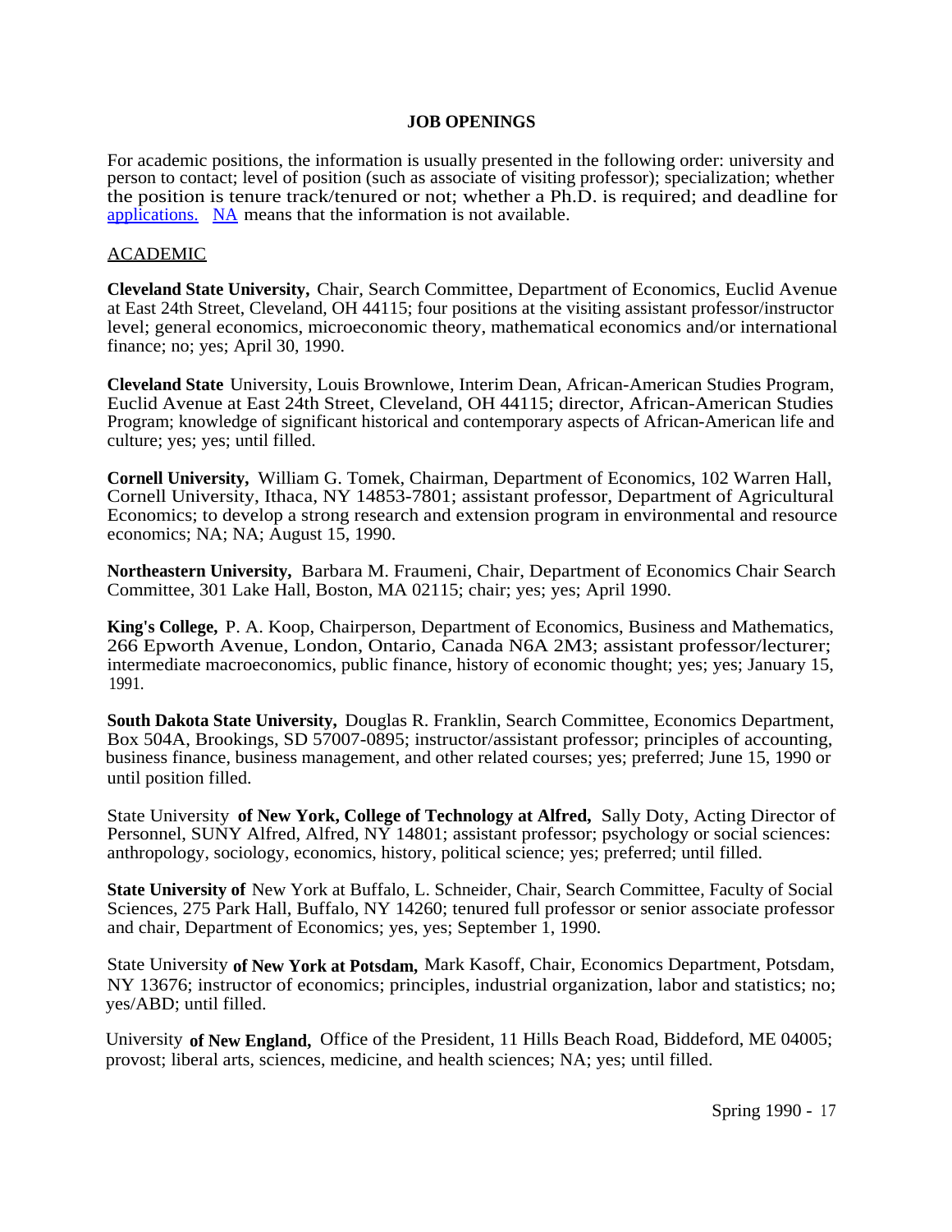**JOB OPENINGS**

For academic positions, the information is usually presented in the following order: university and person to contact; level of position (such as associate of visiting professor); specialization; whether the position is tenure track/tenured or not; whether a Ph.D. is required; and deadline for applications. NA means that the information is not available.

ACADEMIC

**Cleveland State University,** Chair, Search Committee, Department of Economics, Euclid Avenue at East 24th Street, Cleveland, OH 44115; four positions at the visiting assistant professor/instructor level; general economics, microeconomic theory, mathematical economics and/or international finance; no; yes; April 30, 1990.

**Cleveland State** University, Louis Brownlowe, Interim Dean, African-American Studies Program, Euclid Avenue at East 24th Street, Cleveland, OH 44115; director, African-American Studies Program; knowledge of significant historical and contemporary aspects of African-American life and culture; yes; yes; until filled.

**Cornell University,** William G. Tomek, Chairman, Department of Economics, 102 Warren Hall, Cornell University, Ithaca, NY 14853-7801; assistant professor, Department of Agricultural Economics; to develop a strong research and extension program in environmental and resource economics; NA; NA; August 15, 1990.

**Northeastern University,** Barbara M. Fraumeni, Chair, Department of Economics Chair Search Committee, 301 Lake Hall, Boston, MA 02115; chair; yes; yes; April 1990.

**King's College,** P. A. Koop, Chairperson, Department of Economics, Business and Mathematics, 266 Epworth Avenue, London, Ontario, Canada N6A 2M3; assistant professor/lecturer; intermediate macroeconomics, public finance, history of economic thought; yes; yes; January 15, 1991.

**South Dakota State University,** Douglas R. Franklin, Search Committee, Economics Department, Box 504A, Brookings, SD 57007-0895; instructor/assistant professor; principles of accounting, business finance, business management, and other related courses; yes; preferred; June 15, 1990 or until position filled.

State University **of New York, College of Technology at Alfred,** Sally Doty, Acting Director of Personnel, SUNY Alfred, Alfred, NY 14801; assistant professor; psychology or social sciences: anthropology, sociology, economics, history, political science; yes; preferred; until filled.

**State University of** New York at Buffalo, L. Schneider, Chair, Search Committee, Faculty of Social Sciences, 275 Park Hall, Buffalo, NY 14260; tenured full professor or senior associate professor and chair, Department of Economics; yes, yes; September 1, 1990.

State University **of New York at Potsdam,** Mark Kasoff, Chair, Economics Department, Potsdam, NY 13676; instructor of economics; principles, industrial organization, labor and statistics; no; yes/ABD; until filled.

University **of New England,** Office of the President, 11 Hills Beach Road, Biddeford, ME 04005; provost; liberal arts, sciences, medicine, and health sciences; NA; yes; until filled.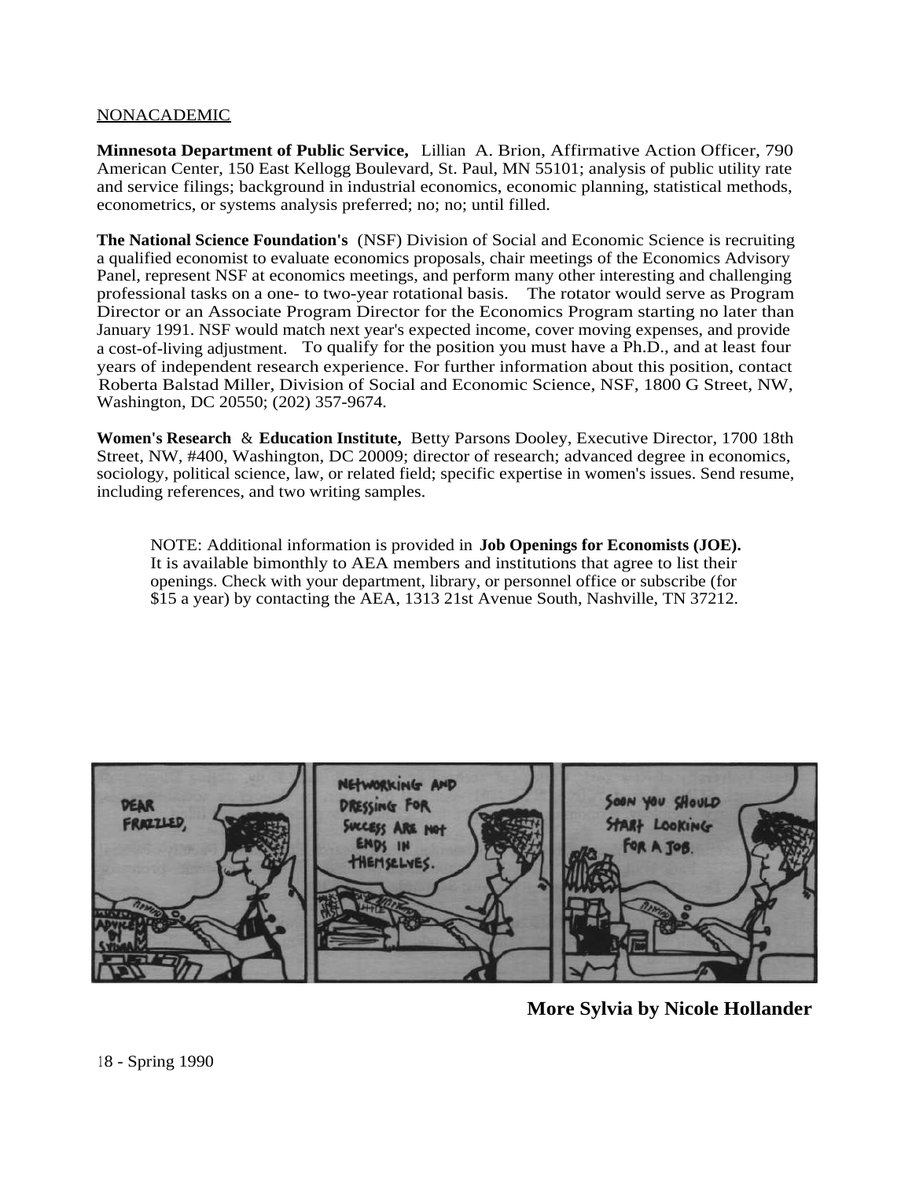NONACADEMIC

**Minnesota Department of Public Service,** Lillian A. Brion, Affirmative Action Officer, 790 American Center, 150 East Kellogg Boulevard, St. Paul, MN 55101; analysis of public utility rate and service filings; background in industrial economics, economic planning, statistical methods, econometrics, or systems analysis preferred; no; no; until filled.

**The National Science Foundation's** (NSF) Division of Social and Economic Science is recruiting a qualified economist to evaluate economics proposals, chair meetings of the Economics Advisory Panel, represent NSF at economics meetings, and perform many other interesting and challenging professional tasks on a one- to two-year rotational basis. The rotator would serve as Program Director or an Associate Program Director for the Economics Program starting no later than January 1991. NSF would match next year's expected income, cover moving expenses, and provide a cost-of-living adjustment. To qualify for the position you must have a Ph.D., and at least four years of independent research experience. For further information about this position, contact Roberta Balstad Miller, Division of Social and Economic Science, NSF, 1800 G Street, NW, Washington, DC 20550; (202) 357-9674.

**Women's Research & Education Institute,** Betty Parsons Dooley, Executive Director, 1700 18th Street, NW, #400, Washington, DC 20009; director of research; advanced degree in economics, sociology, political science, law, or related field; specific expertise in women's issues. Send resume, including references, and two writing samples.

> NOTE: Additional information is provided in **Job Openings for Economists (JOE).** It is available bimonthly to AEA members and institutions that agree to list their openings. Check with your department, library, or personnel office or subscribe (for $15 a year) by contacting the AEA, 1313 21st Avenue South, Nashville, TN 37212.

**More Sylvia by Nicole Hollander**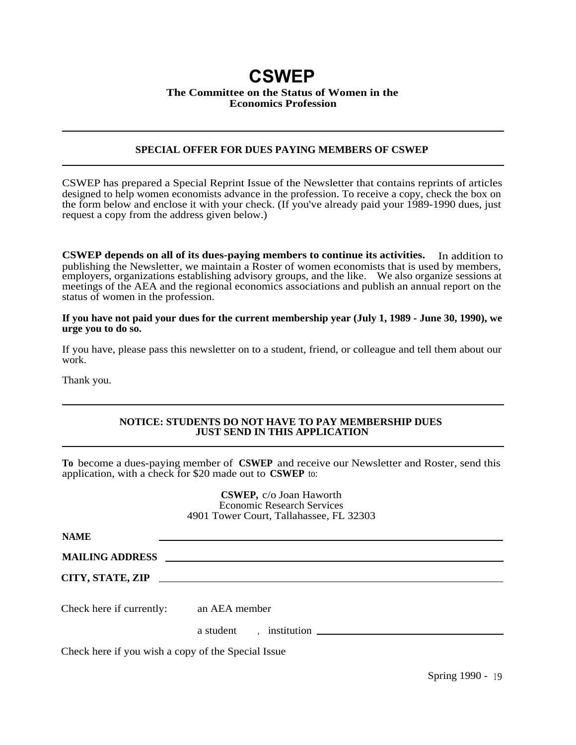# CSWEP

**The Committee on the Status of Women in the Economics Profession**

---

**SPECIAL OFFER FOR DUES PAYING MEMBERS OF CSWEP**

---

CSWEP has prepared a Special Reprint Issue of the Newsletter that contains reprints of articles designed to help women economists advance in the profession. To receive a copy, check the box on the form below and enclose it with your check. (If you've already paid your 1989-1990 dues, just request a copy from the address given below.)

**CSWEP depends on all of its dues-paying members to continue its activities.** In addition to publishing the Newsletter, we maintain a Roster of women economists that is used by members, employers, organizations establishing advisory groups, and the like. We also organize sessions at meetings of the AEA and the regional economics associations and publish an annual report on the status of women in the profession.

**If you have not paid your dues for the current membership year (July 1, 1989 - June 30, 1990), we urge you to do so.**

If you have, please pass this newsletter on to a student, friend, or colleague and tell them about our work.

Thank you.

---

**NOTICE: STUDENTS DO NOT HAVE TO PAY MEMBERSHIP DUES JUST SEND IN THIS APPLICATION**

---

**To** become a dues-paying member of **CSWEP** and receive our Newsletter and Roster, send this application, with a check for $20 made out to **CSWEP** to:

**CSWEP,** c/o Joan Haworth
Economic Research Services
4901 Tower Court, Tallahassee, FL 32303

**NAME** ______________________________

**MAILING ADDRESS** ______________________________

**CITY, STATE, ZIP** ______________________________

Check here if currently: an AEA member

a student , institution ______________________________

Check here if you wish a copy of the Special Issue

Spring 1990